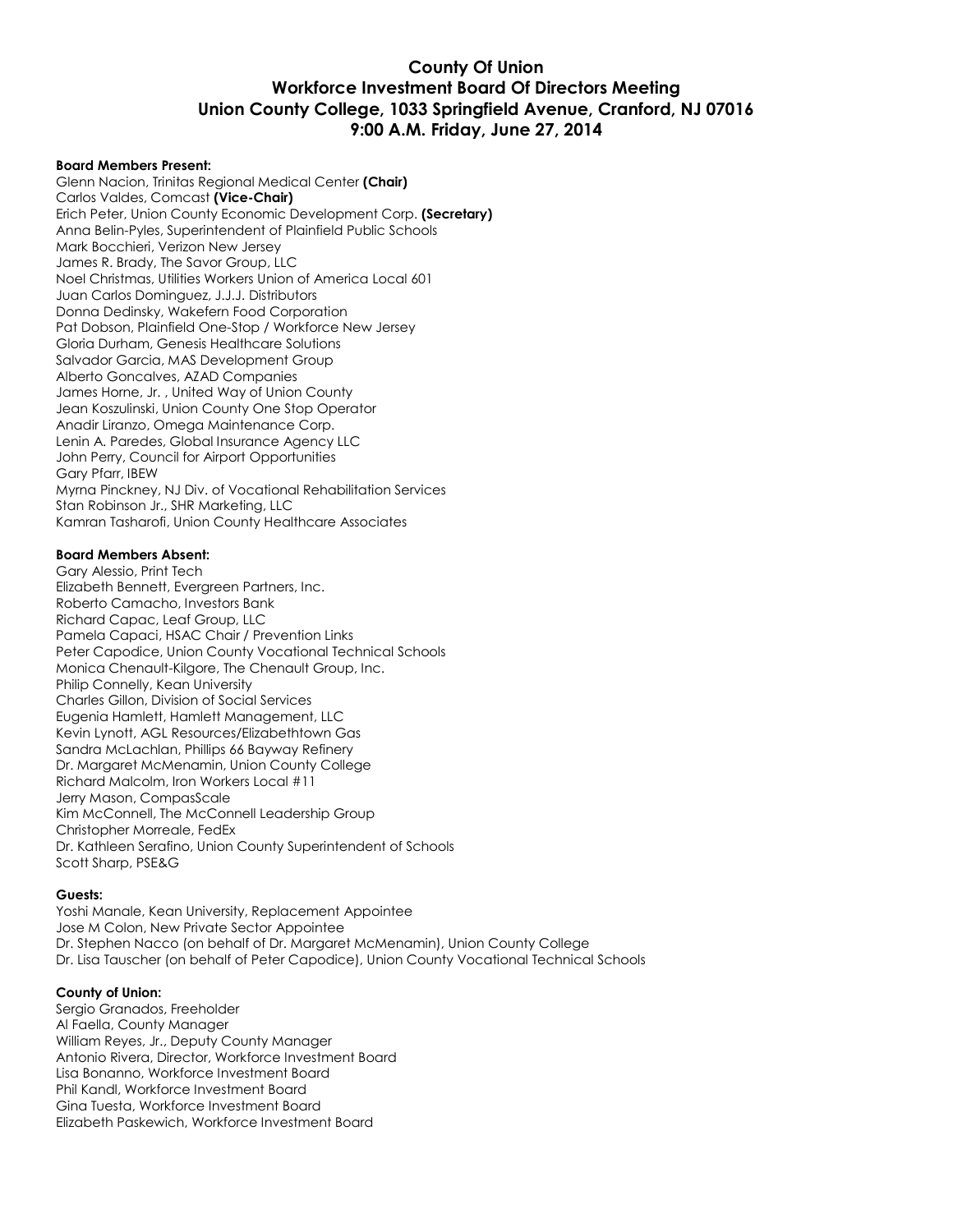# County Of Union
## Workforce Investment Board Of Directors Meeting
## Union County College, 1033 Springfield Avenue, Cranford, NJ 07016
## 9:00 A.M. Friday, June 27, 2014

**Board Members Present:**

Glenn Nacion, Trinitas Regional Medical Center **(Chair)**
Carlos Valdes, Comcast **(Vice-Chair)**
Erich Peter, Union County Economic Development Corp. **(Secretary)**
Anna Belin-Pyles, Superintendent of Plainfield Public Schools
Mark Bocchieri, Verizon New Jersey
James R. Brady, The Savor Group, LLC
Noel Christmas, Utilities Workers Union of America Local 601
Juan Carlos Dominguez, J.J.J. Distributors
Donna Dedinsky, Wakefern Food Corporation
Pat Dobson, Plainfield One-Stop / Workforce New Jersey
Gloria Durham, Genesis Healthcare Solutions
Salvador Garcia, MAS Development Group
Alberto Goncalves, AZAD Companies
James Horne, Jr. , United Way of Union County
Jean Koszulinski, Union County One Stop Operator
Anadir Liranzo, Omega Maintenance Corp.
Lenin A. Paredes, Global Insurance Agency LLC
John Perry, Council for Airport Opportunities
Gary Pfarr, IBEW
Myrna Pinckney, NJ Div. of Vocational Rehabilitation Services
Stan Robinson Jr., SHR Marketing, LLC
Kamran Tasharofi, Union County Healthcare Associates

**Board Members Absent:**

Gary Alessio, Print Tech
Elizabeth Bennett, Evergreen Partners, Inc.
Roberto Camacho, Investors Bank
Richard Capac, Leaf Group, LLC
Pamela Capaci, HSAC Chair / Prevention Links
Peter Capodice, Union County Vocational Technical Schools
Monica Chenault-Kilgore, The Chenault Group, Inc.
Philip Connelly, Kean University
Charles Gillon, Division of Social Services
Eugenia Hamlett, Hamlett Management, LLC
Kevin Lynott, AGL Resources/Elizabethtown Gas
Sandra McLachlan, Phillips 66 Bayway Refinery
Dr. Margaret McMenamin, Union County College
Richard Malcolm, Iron Workers Local #11
Jerry Mason, CompasScale
Kim McConnell, The McConnell Leadership Group
Christopher Morreale, FedEx
Dr. Kathleen Serafino, Union County Superintendent of Schools
Scott Sharp, PSE&G

**Guests:**

Yoshi Manale, Kean University, Replacement Appointee
Jose M Colon, New Private Sector Appointee
Dr. Stephen Nacco (on behalf of Dr. Margaret McMenamin), Union County College
Dr. Lisa Tauscher (on behalf of Peter Capodice), Union County Vocational Technical Schools

**County of Union:**

Sergio Granados, Freeholder
Al Faella, County Manager
William Reyes, Jr., Deputy County Manager
Antonio Rivera, Director, Workforce Investment Board
Lisa Bonanno, Workforce Investment Board
Phil Kandl, Workforce Investment Board
Gina Tuesta, Workforce Investment Board
Elizabeth Paskewich, Workforce Investment Board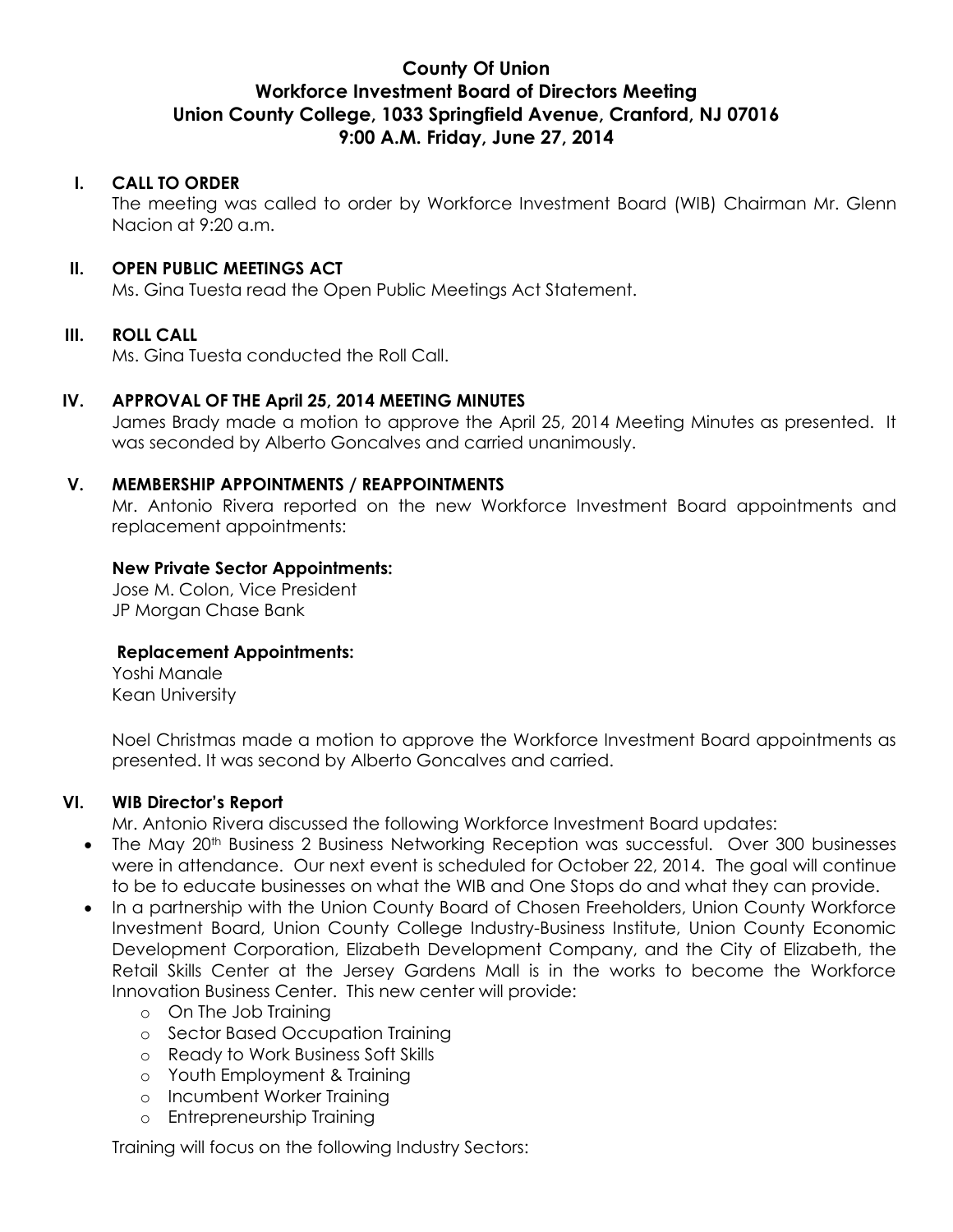# County Of Union
## Workforce Investment Board of Directors Meeting
## Union County College, 1033 Springfield Avenue, Cranford, NJ 07016
## 9:00 A.M. Friday, June 27, 2014

**I. CALL TO ORDER**

The meeting was called to order by Workforce Investment Board (WIB) Chairman Mr. Glenn Nacion at 9:20 a.m.

**II. OPEN PUBLIC MEETINGS ACT**

Ms. Gina Tuesta read the Open Public Meetings Act Statement.

**III. ROLL CALL**

Ms. Gina Tuesta conducted the Roll Call.

**IV. APPROVAL OF THE April 25, 2014 MEETING MINUTES**

James Brady made a motion to approve the April 25, 2014 Meeting Minutes as presented. It was seconded by Alberto Goncalves and carried unanimously.

**V. MEMBERSHIP APPOINTMENTS / REAPPOINTMENTS**

Mr. Antonio Rivera reported on the new Workforce Investment Board appointments and replacement appointments:

**New Private Sector Appointments:**

Jose M. Colon, Vice President
JP Morgan Chase Bank

**Replacement Appointments:**

Yoshi Manale
Kean University

Noel Christmas made a motion to approve the Workforce Investment Board appointments as presented. It was second by Alberto Goncalves and carried.

**VI. WIB Director's Report**

Mr. Antonio Rivera discussed the following Workforce Investment Board updates:

- The May 20th Business 2 Business Networking Reception was successful. Over 300 businesses were in attendance. Our next event is scheduled for October 22, 2014. The goal will continue to be to educate businesses on what the WIB and One Stops do and what they can provide.
- In a partnership with the Union County Board of Chosen Freeholders, Union County Workforce Investment Board, Union County College Industry-Business Institute, Union County Economic Development Corporation, Elizabeth Development Company, and the City of Elizabeth, the Retail Skills Center at the Jersey Gardens Mall is in the works to become the Workforce Innovation Business Center. This new center will provide:
  - On The Job Training
  - Sector Based Occupation Training
  - Ready to Work Business Soft Skills
  - Youth Employment & Training
  - Incumbent Worker Training
  - Entrepreneurship Training

Training will focus on the following Industry Sectors: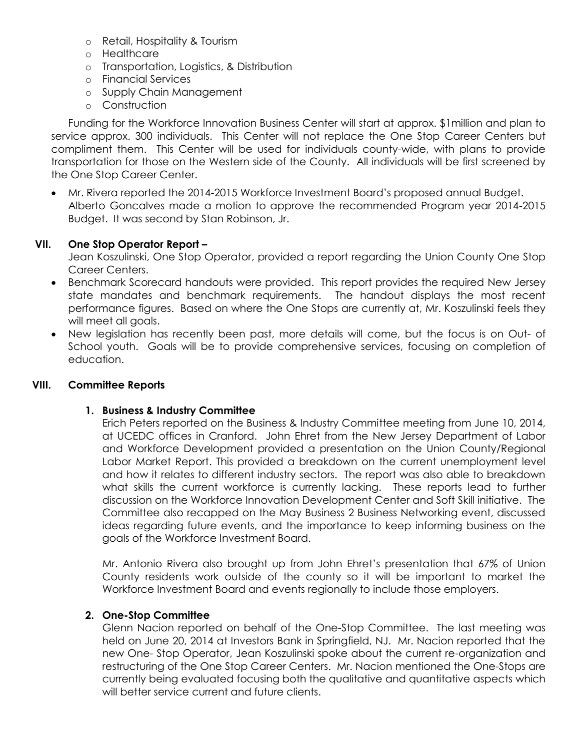- Retail, Hospitality & Tourism
- Healthcare
- Transportation, Logistics, & Distribution
- Financial Services
- Supply Chain Management
- Construction

Funding for the Workforce Innovation Business Center will start at approx. $1million and plan to service approx. 300 individuals. This Center will not replace the One Stop Career Centers but compliment them. This Center will be used for individuals county-wide, with plans to provide transportation for those on the Western side of the County. All individuals will be first screened by the One Stop Career Center.

- Mr. Rivera reported the 2014-2015 Workforce Investment Board's proposed annual Budget. Alberto Goncalves made a motion to approve the recommended Program year 2014-2015 Budget. It was second by Stan Robinson, Jr.

## VII. One Stop Operator Report –

Jean Koszulinski, One Stop Operator, provided a report regarding the Union County One Stop Career Centers.

- Benchmark Scorecard handouts were provided. This report provides the required New Jersey state mandates and benchmark requirements. The handout displays the most recent performance figures. Based on where the One Stops are currently at, Mr. Koszulinski feels they will meet all goals.
- New legislation has recently been past, more details will come, but the focus is on Out- of School youth. Goals will be to provide comprehensive services, focusing on completion of education.

## VIII. Committee Reports

### 1. Business & Industry Committee

Erich Peters reported on the Business & Industry Committee meeting from June 10, 2014, at UCEDC offices in Cranford. John Ehret from the New Jersey Department of Labor and Workforce Development provided a presentation on the Union County/Regional Labor Market Report. This provided a breakdown on the current unemployment level and how it relates to different industry sectors. The report was also able to breakdown what skills the current workforce is currently lacking. These reports lead to further discussion on the Workforce Innovation Development Center and Soft Skill initiative. The Committee also recapped on the May Business 2 Business Networking event, discussed ideas regarding future events, and the importance to keep informing business on the goals of the Workforce Investment Board.

Mr. Antonio Rivera also brought up from John Ehret's presentation that 67% of Union County residents work outside of the county so it will be important to market the Workforce Investment Board and events regionally to include those employers.

### 2. One-Stop Committee

Glenn Nacion reported on behalf of the One-Stop Committee. The last meeting was held on June 20, 2014 at Investors Bank in Springfield, NJ. Mr. Nacion reported that the new One- Stop Operator, Jean Koszulinski spoke about the current re-organization and restructuring of the One Stop Career Centers. Mr. Nacion mentioned the One-Stops are currently being evaluated focusing both the qualitative and quantitative aspects which will better service current and future clients.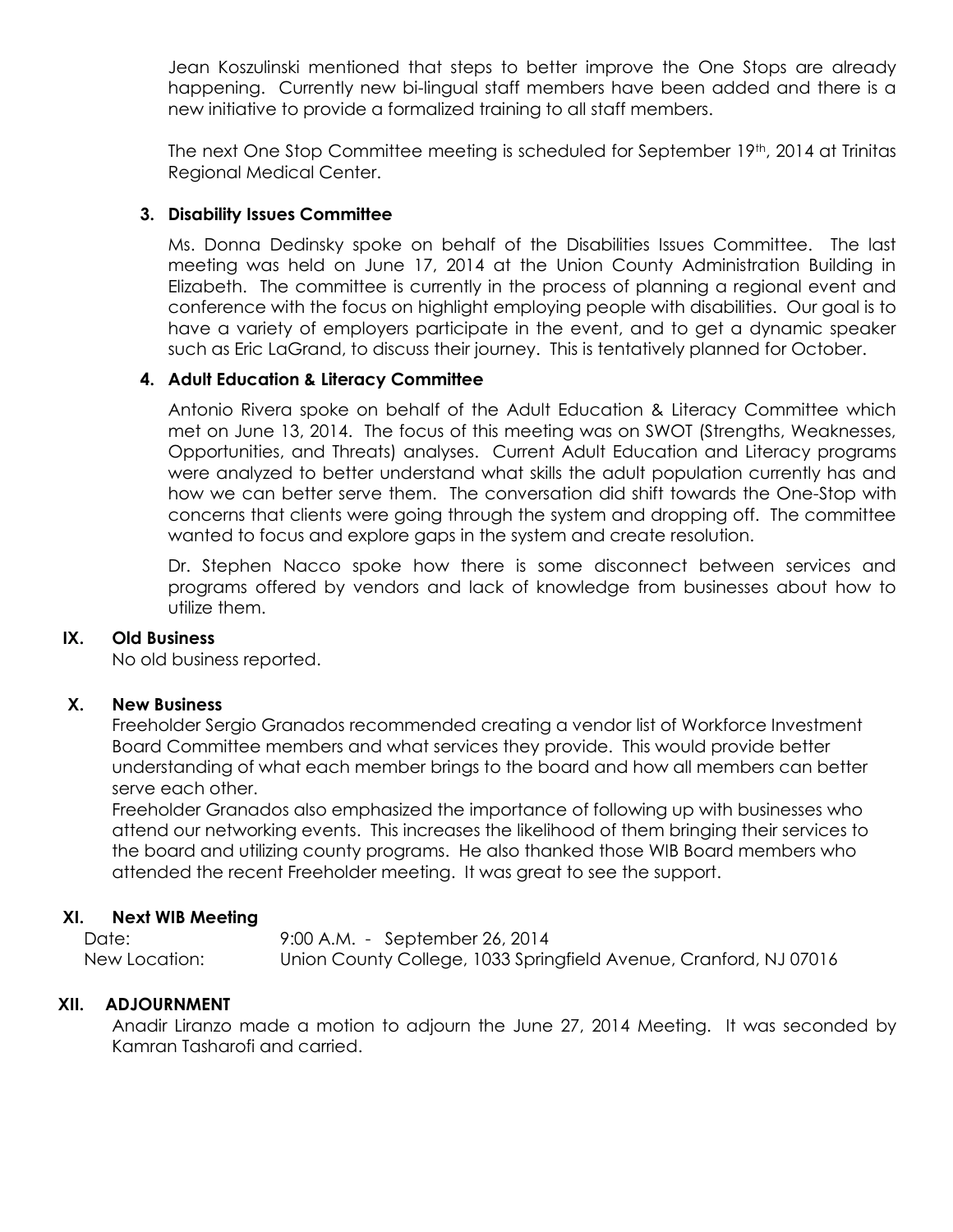Jean Koszulinski mentioned that steps to better improve the One Stops are already happening. Currently new bi-lingual staff members have been added and there is a new initiative to provide a formalized training to all staff members.

The next One Stop Committee meeting is scheduled for September 19th, 2014 at Trinitas Regional Medical Center.

**3. Disability Issues Committee**

Ms. Donna Dedinsky spoke on behalf of the Disabilities Issues Committee. The last meeting was held on June 17, 2014 at the Union County Administration Building in Elizabeth. The committee is currently in the process of planning a regional event and conference with the focus on highlight employing people with disabilities. Our goal is to have a variety of employers participate in the event, and to get a dynamic speaker such as Eric LaGrand, to discuss their journey. This is tentatively planned for October.

**4. Adult Education & Literacy Committee**

Antonio Rivera spoke on behalf of the Adult Education & Literacy Committee which met on June 13, 2014. The focus of this meeting was on SWOT (Strengths, Weaknesses, Opportunities, and Threats) analyses. Current Adult Education and Literacy programs were analyzed to better understand what skills the adult population currently has and how we can better serve them. The conversation did shift towards the One-Stop with concerns that clients were going through the system and dropping off. The committee wanted to focus and explore gaps in the system and create resolution.

Dr. Stephen Nacco spoke how there is some disconnect between services and programs offered by vendors and lack of knowledge from businesses about how to utilize them.

## IX. Old Business

No old business reported.

## X. New Business

Freeholder Sergio Granados recommended creating a vendor list of Workforce Investment Board Committee members and what services they provide. This would provide better understanding of what each member brings to the board and how all members can better serve each other.

Freeholder Granados also emphasized the importance of following up with businesses who attend our networking events. This increases the likelihood of them bringing their services to the board and utilizing county programs. He also thanked those WIB Board members who attended the recent Freeholder meeting. It was great to see the support.

## XI. Next WIB Meeting

| | |
|---|---|
| Date: | 9:00 A.M. - September 26, 2014 |
| New Location: | Union County College, 1033 Springfield Avenue, Cranford, NJ 07016 |

## XII. ADJOURNMENT

Anadir Liranzo made a motion to adjourn the June 27, 2014 Meeting. It was seconded by Kamran Tasharofi and carried.